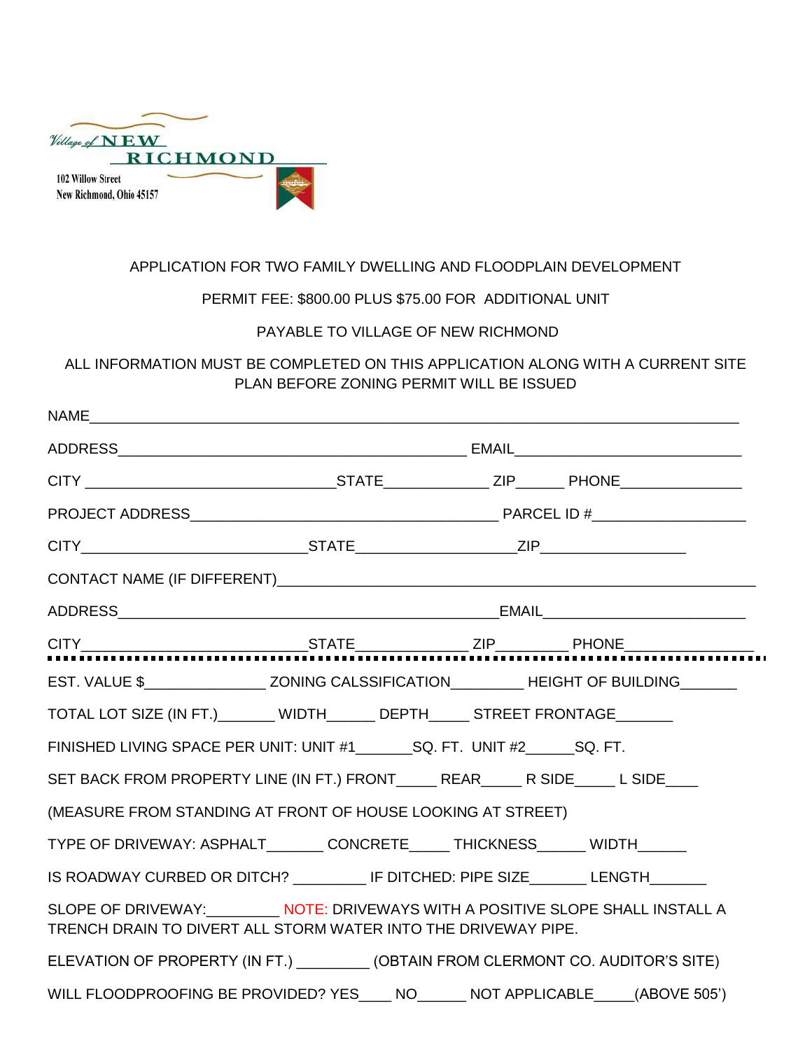Village of NEW RICHMOND

102 Willow Street
New Richmond, Ohio 45157

APPLICATION FOR TWO FAMILY DWELLING AND FLOODPLAIN DEVELOPMENT

PERMIT FEE: $800.00 PLUS $75.00 FOR ADDITIONAL UNIT

PAYABLE TO VILLAGE OF NEW RICHMOND

ALL INFORMATION MUST BE COMPLETED ON THIS APPLICATION ALONG WITH A CURRENT SITE PLAN BEFORE ZONING PERMIT WILL BE ISSUED

NAME_______________________________________________________________________________

ADDRESS_____________________________________________ EMAIL____________________________

CITY _______________________________STATE_____________ ZIP______ PHONE_______________

PROJECT ADDRESS_______________________________________ PARCEL ID #___________________

CITY____________________________STATE____________________ZIP__________________

CONTACT NAME (IF DIFFERENT)_________________________________________________________

ADDRESS________________________________________________EMAIL_________________________

CITY____________________________STATE______________ ZIP_________ PHONE________________

---

EST. VALUE $_______________ ZONING CALSSIFICATION_________ HEIGHT OF BUILDING_______

TOTAL LOT SIZE (IN FT.)_______ WIDTH______ DEPTH_____ STREET FRONTAGE_______

FINISHED LIVING SPACE PER UNIT: UNIT #1_______SQ. FT. UNIT #2______SQ. FT.

SET BACK FROM PROPERTY LINE (IN FT.) FRONT_____ REAR_____ R SIDE_____ L SIDE____

(MEASURE FROM STANDING AT FRONT OF HOUSE LOOKING AT STREET)

TYPE OF DRIVEWAY: ASPHALT_______ CONCRETE_____ THICKNESS______ WIDTH______

IS ROADWAY CURBED OR DITCH? _________ IF DITCHED: PIPE SIZE_______ LENGTH_______

SLOPE OF DRIVEWAY:_________ NOTE: DRIVEWAYS WITH A POSITIVE SLOPE SHALL INSTALL A TRENCH DRAIN TO DIVERT ALL STORM WATER INTO THE DRIVEWAY PIPE.

ELEVATION OF PROPERTY (IN FT.) _________ (OBTAIN FROM CLERMONT CO. AUDITOR'S SITE)

WILL FLOODPROOFING BE PROVIDED? YES____ NO______ NOT APPLICABLE_____(ABOVE 505')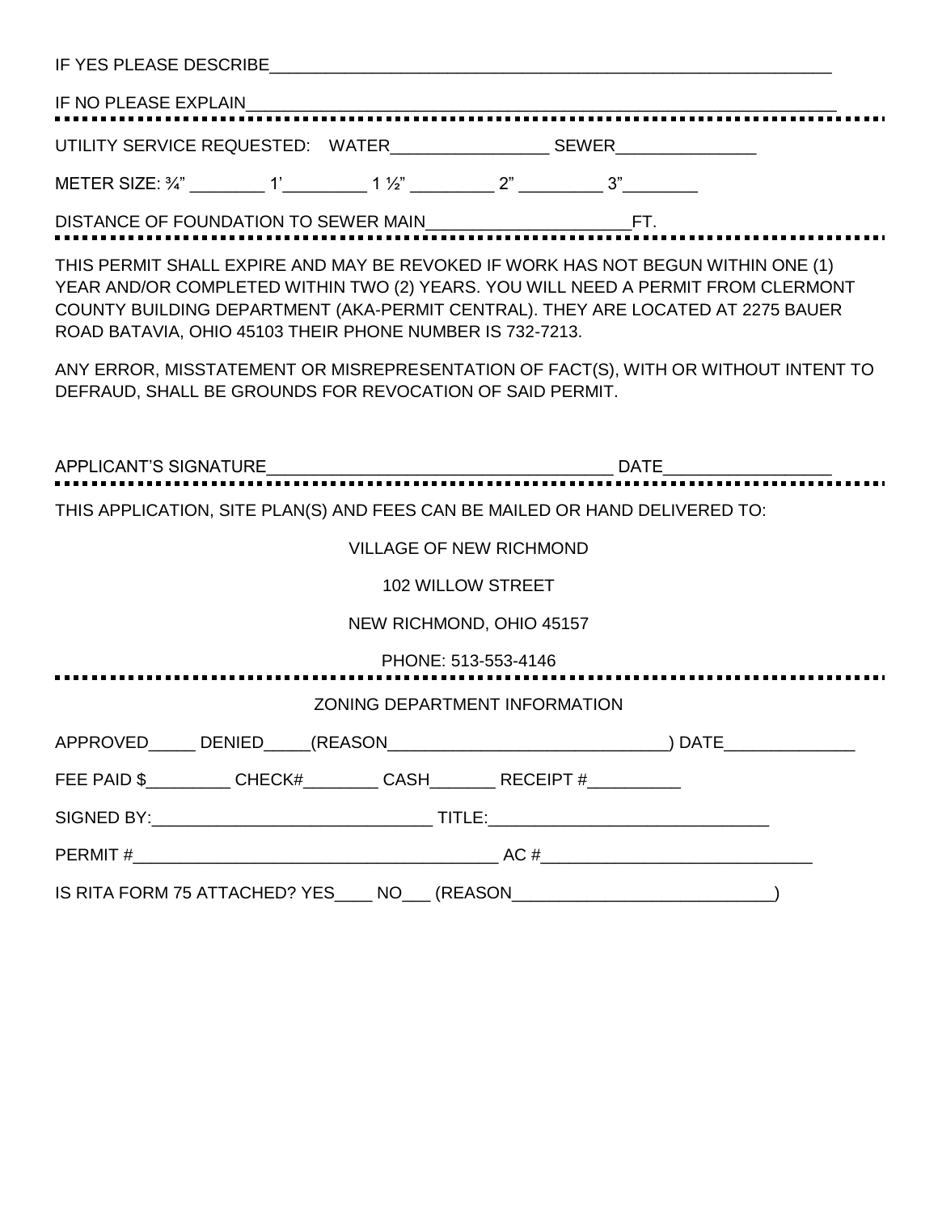IF YES PLEASE DESCRIBE_______________________________________________________________

IF NO PLEASE EXPLAIN_________________________________________________________________

---

UTILITY SERVICE REQUESTED: WATER________________ SEWER_______________

METER SIZE: ¾" ________ 1'_________ 1 ½" _________ 2" _________ 3"________

DISTANCE OF FOUNDATION TO SEWER MAIN_____________________FT.

---

THIS PERMIT SHALL EXPIRE AND MAY BE REVOKED IF WORK HAS NOT BEGUN WITHIN ONE (1) YEAR AND/OR COMPLETED WITHIN TWO (2) YEARS. YOU WILL NEED A PERMIT FROM CLERMONT COUNTY BUILDING DEPARTMENT (AKA-PERMIT CENTRAL). THEY ARE LOCATED AT 2275 BAUER ROAD BATAVIA, OHIO 45103 THEIR PHONE NUMBER IS 732-7213.

ANY ERROR, MISSTATEMENT OR MISREPRESENTATION OF FACT(S), WITH OR WITHOUT INTENT TO DEFRAUD, SHALL BE GROUNDS FOR REVOCATION OF SAID PERMIT.

APPLICANT'S SIGNATURE_____________________________________ DATE_________________

---

THIS APPLICATION, SITE PLAN(S) AND FEES CAN BE MAILED OR HAND DELIVERED TO:

VILLAGE OF NEW RICHMOND

102 WILLOW STREET

NEW RICHMOND, OHIO 45157

PHONE: 513-553-4146

---

ZONING DEPARTMENT INFORMATION

APPROVED_____ DENIED_____(REASON_____________________________) DATE______________

FEE PAID $_________ CHECK#________ CASH_______ RECEIPT #__________

SIGNED BY:______________________________ TITLE:______________________________

PERMIT #_______________________________________ AC #____________________________

IS RITA FORM 75 ATTACHED? YES____ NO___ (REASON___________________________)